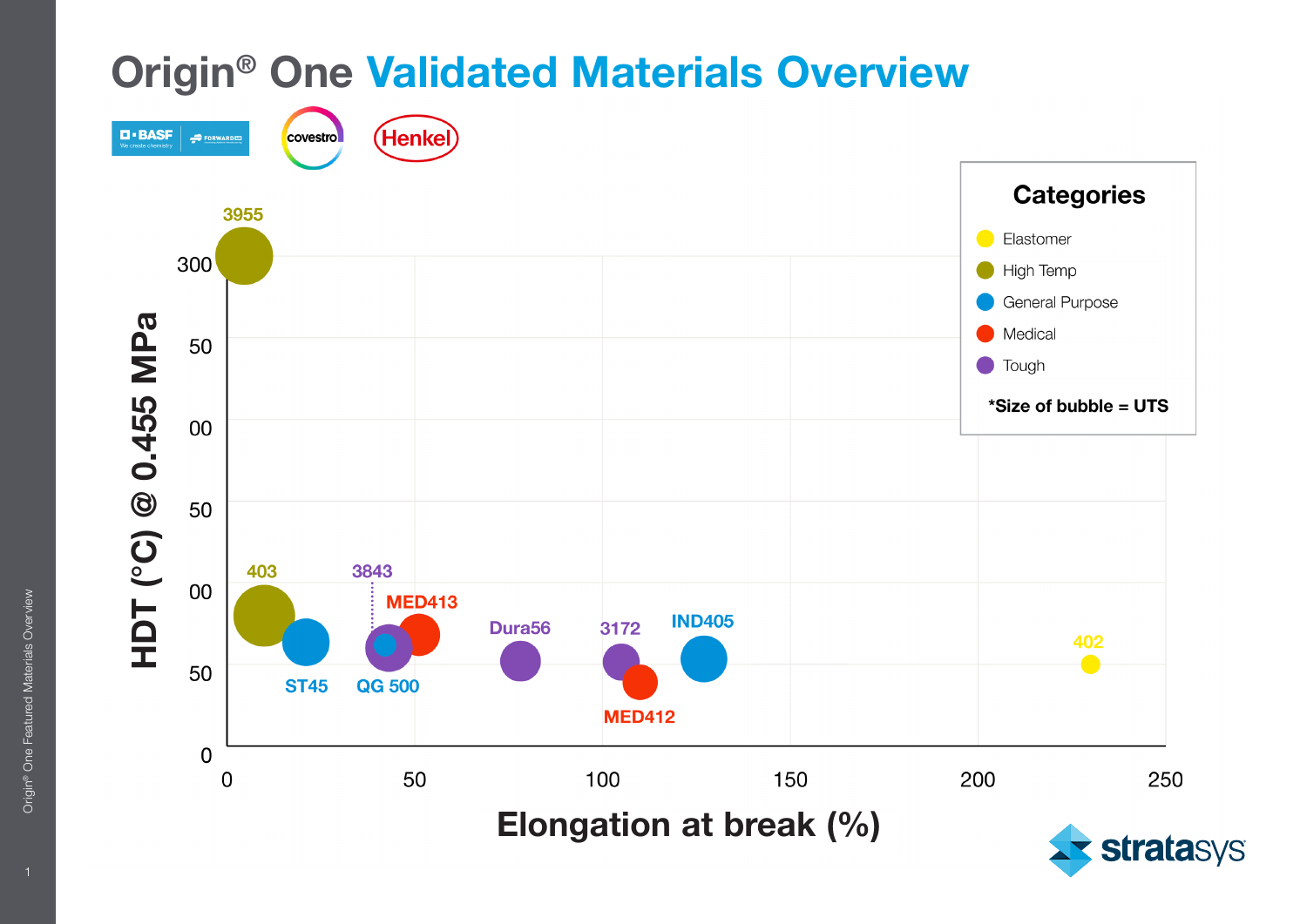# Origin® One Validated Materials Overview

BASF · Forward AM · covestro · Henkel

**Categories**

- Elastomer
- High Temp
- General Purpose
- Medical
- Tough

***Size of bubble = UTS**

HDT (°C) @ 0.455 MPa

300

50

00

50

00

50

0

Elongation at break (%)

0 50 100 150 200 250

3955

403

ST45

3843

QG 500

MED413

Dura56

3172

MED412

IND405

402

stratasys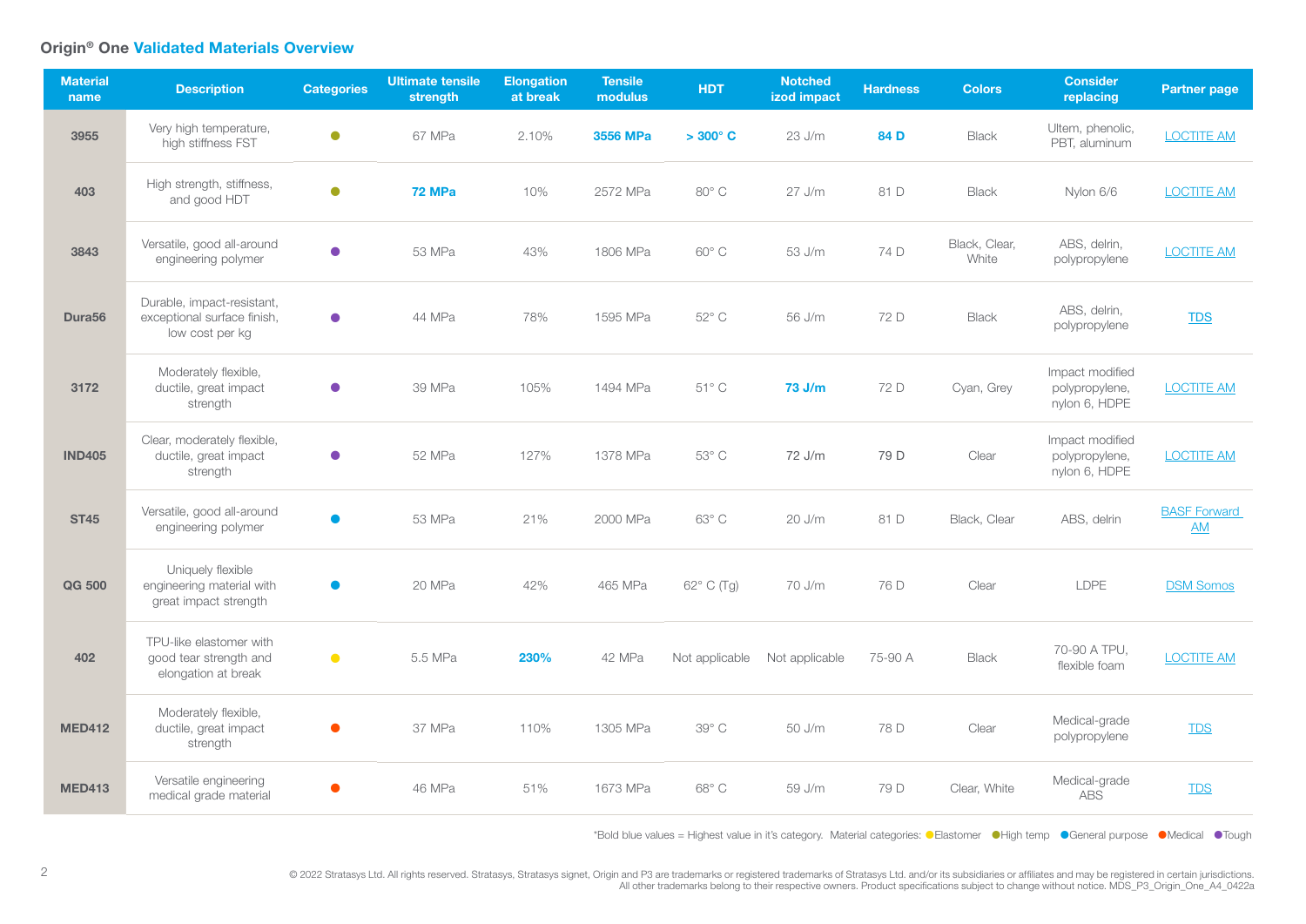## Origin® One **Validated Materials Overview**

| Material name | Description | Categories | Ultimate tensile strength | Elongation at break | Tensile modulus | HDT | Notched izod impact | Hardness | Colors | Consider replacing | Partner page |
|---|---|---|---|---|---|---|---|---|---|---|---|
| **3955** | Very high temperature, high stiffness FST | ● High temp | 67 MPa | 2.10% | **3556 MPa** | **> 300° C** | 23 J/m | **84 D** | Black | Ultem, phenolic, PBT, aluminum | LOCTITE AM |
| **403** | High strength, stiffness, and good HDT | ● High temp | **72 MPa** | 10% | 2572 MPa | 80° C | 27 J/m | 81 D | Black | Nylon 6/6 | LOCTITE AM |
| **3843** | Versatile, good all-around engineering polymer | ● Tough | 53 MPa | 43% | 1806 MPa | 60° C | 53 J/m | 74 D | Black, Clear, White | ABS, delrin, polypropylene | LOCTITE AM |
| **Dura56** | Durable, impact-resistant, exceptional surface finish, low cost per kg | ● Tough | 44 MPa | 78% | 1595 MPa | 52° C | 56 J/m | 72 D | Black | ABS, delrin, polypropylene | TDS |
| **3172** | Moderately flexible, ductile, great impact strength | ● Tough | 39 MPa | 105% | 1494 MPa | 51° C | **73 J/m** | 72 D | Cyan, Grey | Impact modified polypropylene, nylon 6, HDPE | LOCTITE AM |
| **IND405** | Clear, moderately flexible, ductile, great impact strength | ● Tough | 52 MPa | 127% | 1378 MPa | 53° C | 72 J/m | 79 D | Clear | Impact modified polypropylene, nylon 6, HDPE | LOCTITE AM |
| **ST45** | Versatile, good all-around engineering polymer | ● General purpose | 53 MPa | 21% | 2000 MPa | 63° C | 20 J/m | 81 D | Black, Clear | ABS, delrin | BASF Forward AM |
| **QG 500** | Uniquely flexible engineering material with great impact strength | ● General purpose | 20 MPa | 42% | 465 MPa | 62° C (Tg) | 70 J/m | 76 D | Clear | LDPE | DSM Somos |
| **402** | TPU-like elastomer with good tear strength and elongation at break | ● Elastomer | 5.5 MPa | **230%** | 42 MPa | Not applicable | Not applicable | 75-90 A | Black | 70-90 A TPU, flexible foam | LOCTITE AM |
| **MED412** | Moderately flexible, ductile, great impact strength | ● Medical | 37 MPa | 110% | 1305 MPa | 39° C | 50 J/m | 78 D | Clear | Medical-grade polypropylene | TDS |
| **MED413** | Versatile engineering medical grade material | ● Medical | 46 MPa | 51% | 1673 MPa | 68° C | 59 J/m | 79 D | Clear, White | Medical-grade ABS | TDS |

*Bold blue values = Highest value in it's category. Material categories: ● Elastomer ● High temp ● General purpose ● Medical ● Tough

© 2022 Stratasys Ltd. All rights reserved. Stratasys, Stratasys signet, Origin and P3 are trademarks or registered trademarks of Stratasys Ltd. and/or its subsidiaries or affiliates and may be registered in certain jurisdictions. All other trademarks belong to their respective owners. Product specifications subject to change without notice. MDS_P3_Origin_One_A4_0422a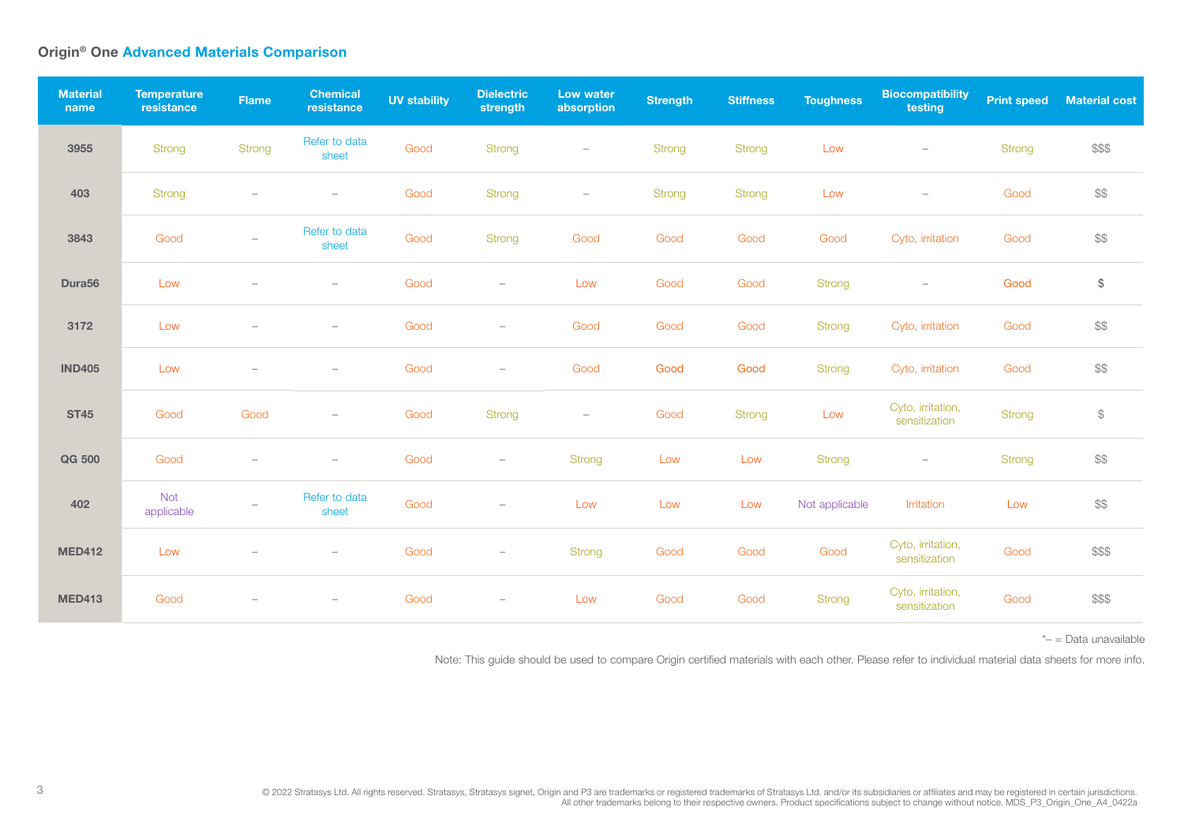## Origin® One Advanced Materials Comparison

| Material name | Temperature resistance | Flame | Chemical resistance | UV stability | Dielectric strength | Low water absorption | Strength | Stiffness | Toughness | Biocompatibility testing | Print speed | Material cost |
|---|---|---|---|---|---|---|---|---|---|---|---|---|
| **3955** | Strong | Strong | Refer to data sheet | Good | Strong | – | Strong | Strong | Low | – | Strong | $$$ |
| **403** | Strong | – | – | Good | Strong | – | Strong | Strong | Low | – | Good | $$ |
| **3843** | Good | – | Refer to data sheet | Good | Strong | Good | Good | Good | Good | Cyto, irritation | Good | $$ |
| **Dura56** | Low | – | – | Good | – | Low | Good | Good | Strong | – | Good | $ |
| **3172** | Low | – | – | Good | – | Good | Good | Good | Strong | Cyto, irritation | Good | $$ |
| **IND405** | Low | – | – | Good | – | Good | Good | Good | Strong | Cyto, irritation | Good | $$ |
| **ST45** | Good | Good | – | Good | Strong | – | Good | Strong | Low | Cyto, irritation, sensitization | Strong | $ |
| **QG 500** | Good | – | – | Good | – | Strong | Low | Low | Strong | – | Strong | $$ |
| **402** | Not applicable | – | Refer to data sheet | Good | – | Low | Low | Low | Not applicable | Irritation | Low | $$ |
| **MED412** | Low | – | – | Good | – | Strong | Good | Good | Good | Cyto, irritation, sensitization | Good | $$$ |
| **MED413** | Good | – | – | Good | – | Low | Good | Good | Strong | Cyto, irritation, sensitization | Good | $$$ |

*– = Data unavailable

Note: This guide should be used to compare Origin certified materials with each other. Please refer to individual material data sheets for more info.

© 2022 Stratasys Ltd. All rights reserved. Stratasys, Stratasys signet, Origin and P3 are trademarks or registered trademarks of Stratasys Ltd. and/or its subsidiaries or affiliates and may be registered in certain jurisdictions. All other trademarks belong to their respective owners. Product specifications subject to change without notice. MDS_P3_Origin_One_A4_0422a